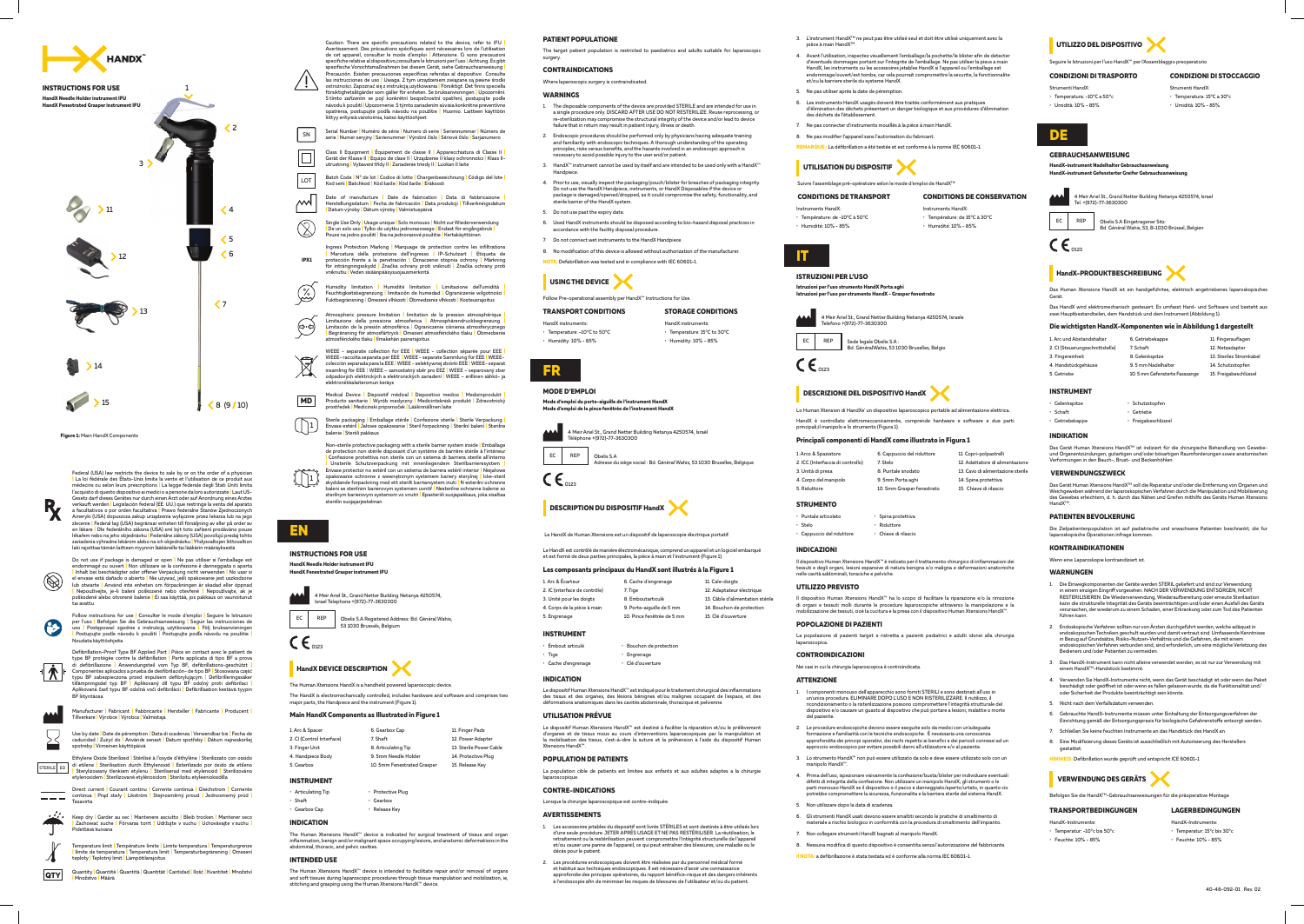# HANDX™

## INSTRUCTIONS FOR USE

**HandX Needle Holder instrument IFU**
**HandX Fenestrated Grasper instrument IFU**

1, 2, 3, 4, 5, 6, 7, 8 (9 / 10), 11, 12, 13, 14, 15

Figure 1: Main HandX Components

Federal (USA) law restricts the device to sale by or on the order of a physician | La loi fédérale des États-Unis limite la vente et l'utilisation de ce produit aux médecins ou selon leurs prescriptions | La legge federale degli Stati Uniti limita l'acquisto di questo dispositivo ai medici o a persone da loro autorizzate | Laut US-Gesetz darf dieses Gerät nur durch einen Arzt oder auf Anordnung eines Arztes verkauft werden | Legislación federal (EE. UU.) que restringe la venta del aparato a facultativos o por orden facultativa | Prawo federalne Stanów Zjednoczonych Ameryki (USA) dopuszcza zakup urządzenia wyłącznie przez lekarza lub na jego zlecenie | Federal lag (USA) begränsar försäljning av eller på order av en läkare | Dle federálního zákona (USA) smí být toto zařízení prodáváno pouze lékařem nebo na jeho objednávku | Federálne zákony (USA) obmedzujú predaj tohto zariadenia výlučne lekárom alebo na ich objednávku | Yhdysvaltojen liittovaltion laki rajoittaa laitteen myynnin lääkärille tai lääkärin määräyksestä

Do not use if package is damaged or open | Ne pas utiliser si l'emballage est endommagé ou ouvert | Non utilizzare se la confezione è danneggiata o aperta | Nicht bei beschädigter oder offener Verpackung nicht verwenden | No usar si el envase está dañado o abierto | Nie używać, jeśli opakowanie jest uszkodzone lub otwarte | Använd inte enheten om förpackningen är skadad eller öppnad | Nepoužívejte, je-li balení poškozené nebo otevřené | Nepoužívajte, ak je poškodené alebo otvorené balenie | Ei saa käyttää, jos pakkaus on vaurioitunut tai avattu

Follow instructions for use | Consulter le mode d'emploi | Seguire le istruzioni per l'uso | Befolgen Sie die Gebrauchsanweisung | Seguir las instrucciones de uso | Postępować zgodnie z instrukcją użytkowania | Följ bruksanvisningen | Postupujte podle návodu k použití | Postupujte podľa návodu na použitie | Noudata käyttöohjeita

Defibrillation-Proof Type BF Applied Part | Pièce en contact avec le patient de type BF protégée contre la défibrillation | Parte applicata di tipo BF a prova di defibrillazione | Anwendungsteil vom Typ BF, defibrillationsgeschützt | Componentes aplicados a prueba de desfibrilación de tipo BF | Stosowana część typu BF odporna na impuls defibrylujący | Defibrilleringssäker tillämpningsdel typ BF | Aplikovaný díl typu BF odolný proti defibrilaci | Aplikovaná časť typu BF odolná voči defibrilácii | Defibrillaation kestävä tyypin BF liityntäosa

Manufacturer | Fabricant | Fabbricante | Hersteller | Fabricante | Producent | Tillverkare | Výrobce | Výrobca | Valmistaja

Use by date | Date de péremption | Data di scadenza | Verwendbar bis | Fecha de caducidad | Zużyć do | Använd senast | Datum spotřeby | Dátum najneskoršej spotreby | Viimeinen käyttöpäivä

Ethylene Oxide Sterilized | Stérilisé à l'oxyde d'éthylène | Sterilizzato con ossido di etilene | Sterilisation durch Ethylenoxid | Esterilizado por óxido de etileno | Sterylizowany tlenkiem etylenu | Steriliserad med etylenoxid | Sterilizováno etylenoxidem | Sterilizované etylénoxidom | Steriloitu etyleenioksidilla

Direct current | Courant continu | Corrente continua | Gleichstrom | Corriente continua | Prąd stały | Likström | Stejnosměrný proud | Jednosmerný prúd | Tasavirta

Keep dry | Garder au sec | Mantenere asciutto | Bleib trocken | Mantener seco | Zachować suchy | Förvaras torrt | Udržujte v suchu | Uchovávajte v suchu | Pidettävä kuivana

Temperature limit | Température limite | Limite temperatura | Temperaturgrenze | Límite de temperatura | Temperatura limit | Temperaturbegränsning | Omezení teploty | Teplotný limit | Lämpötilarajoitus

Quantity | Quantité | Quantità | Quantität | Cantidad | Ilość | Kvantitet | Množství | Množstvo | Määrä

Caution. There are specific precautions related to the device, refer to IFU | Avertissement. Des précautions spécifiques sont nécessaires lors de l'utilisation de cet appareil, consulter le mode d'emploi | Attenzione. Ci sono precauzioni specifiche relative al dispositivo, consultare le Istruzioni per l'uso | Achtung. Es gibt spezifische Vorsichtsmaßnahmen bei diesem Gerät, siehe Gebrauchsanweisung | Precaución. Existen precauciones específicas referidas al dispositivo. Consulte las instrucciones de uso | Uwaga. Z tym urządzeniem związane są specjalne środki ostrożności. Zapoznać się z instrukcją użytkowania | Försiktigt. Det finns speciella försiktighetsåtgärder som gäller för enheten. Se bruksanvisningen | Upozornění. S tímto zařízením se pojí konkrétní bezpečnostní opatření, postupujte podle návodu k použití | Upozornenie. S týmto zariadením súvisia konkrétne preventívne opatrenia, postupujte podľa návodu na použitie | Huomio. Laitteen käyttöön liittyy erityisiä varotoimia, katso käyttöohjeet

SN — Serial Number | Numéro de série | Numero di serie | Seriennummer | Número de serie | Numer seryjny | Serienummer | Výrobní číslo | Sériové číslo | Sarjanumero

Class II Equipment | Équipement de classe II | Apparecchiatura di Classe II | Gerät der Klasse II | Equipo de clase II | Urządzenie II klasy ochronności | Klass II-utrustning | Vybavení třídy II | Zariadenie triedy II | Luokan II laite

LOT — Batch Code | N° de lot | Codice di lotto | Chargenbezeichnung | Código del lote | Kod serii | Batchkod | Kód šarže | Kód šarže | Eräkoodi

Date of manufacture | Date de fabrication | Data di fabbricazione | Herstellungsdatum | Fecha de fabricación | Data produkcji | Tillverkningsdatum | Datum výroby | Dátum výroby | Valmistuspäivä

Single Use Only | Usage unique | Solo monouso | Nicht zur Wiederverwendung | De un solo uso | Tylko do użytku jednorazowego | Endast för engångsbruk | Pouze na jedno použití | Iba na jednorazové použitie | Kertakäyttöinen

IPX1 — Ingress Protection Marking | Marquage de protection contre les infiltrations | Marcatura della protezione dell'ingresso | IP-Schutzart | Etiqueta de protección frente a la penetración | Oznaczenie stopnia ochrony | Märkning för inträngningsskydd | Značka ochrany proti vniknutí | Značka ochrany proti vniknutiu | Veden sisäänpääsysuojausmerkintä

Humidity limitation | Humidité limitation | Limitazione dell'umidità | Feuchtigkeitsbegrenzung | Limitación de humedad | Ograniczenie wilgotności | Fuktbegränsning | Omezení vlhkosti | Obmedzenie vlhkosti | Kosteusrajoitus

Atmospheric pressure limitation | Limitation de la pression atmosphérique | Limitazione della pressione atmosferica | Atmosphärendruckbegrenzung | Limitación de la presión atmosférica | Ograniczenie ciśnienia atmosferycznego | Begränsning för atmosfärtryck | Omezení atmosférického tlaku | Obmedzenie atmosférického tlaku | Ilmakehän painerajoitus

WEEE - separate collection for EEE | WEEE - collection séparée pour EEE | WEEE - raccolta separata per EEE | WEEE - separate Sammlung für EEE | WEEE - colección separada para la EEE | WEEE - selektywnej zbiórki EEE | WEEE - separat insamling för EEE | WEEE – samostatný sběr pro EEE | WEEE – separované zber odpadových elektrických a elektronických zariadení | WEEE – erillinen sähkö- ja elektroniikkalaiteromun keräys

MD — Medical Device | Dispositif médical | Dispositivo medico | Medizinprodukt | Producto sanitario | Wyrób medyczny | Medicintekniskt produkt | Zdravotnický prostředek | Medicínsky prostriedok | Lääkinnällinen laite

Sterile packaging | Emballage stérile | Confezione sterile | Sterile Verpackung | Envase estéril | Jałowe opakowanie | Steril förpackning | Sterilní balení | Sterilné balenie | Steriili pakkaus

Non-sterile protective packaging with a sterile barrier system inside | Emballage de protection non stérile disposant d'un système de barrière stérile à l'intérieur | Confezione protettiva non sterile con un sistema di barriera sterile all'interno | Unsterile Schutzverpackung mit innenliegendem Sterilbarrieresystem | Envase protector no estéril con un sistema de barrera estéril interior | Niejałowe opakowanie ochronne z wewnętrznym systemem bariery jałowej | Icke-steril skyddande förpackning med ett sterilt barriärsystem inuti | Nesterilní ochranné balení se sterilním bariérovým systémem uvnitř | Nesterilné ochranné balenie so sterilným bariérovým systémom vo vnútri | Epästeriili suojapakkaus, jonka sisällä steriilin suojajärjestelmän

# EN

## INSTRUCTIONS FOR USE

**HandX Needle Holder instrument IFU**
**HandX Fenestrated Grasper instrument IFU**

4 Meir Ariel St., Grand Netter Building Netanya 4250574, Israel Telephone +(972)-77-3630300

EC REP — Obelis S.A Registered Address: Bd. Général Wahis, 53 1030 Brussels, Belgium

CE 0123

## HandX DEVICE DESCRIPTION

The Human Xtensions HandX is a handheld powered laparoscopic device.

The HandX is electromechanically controlled, includes hardware and software and comprises two major parts, the Handpiece and the instrument (Figure 1).

### Main HandX Components as Illustrated in Figure 1

| | | |
|---|---|---|
| 1. Arc & Spacer | 6. Gearbox Cap | 11. Finger Pads |
| 2. CI (Control Interface) | 7. Shaft | 12. Power Adapter |
| 3. Finger Unit | 8. Articulating Tip | 13. Sterile Power Cable |
| 4. Handpiece Body | 9. 5mm Needle Holder | 14. Protective Plug |
| 5. Gearbox | 10. 5mm Fenestrated Grasper | 15. Release Key |

### INSTRUMENT

- Articulating Tip
- Shaft
- Gearbox Cap
- Protective Plug
- Gearbox
- Release Key

### INDICATION

The Human Xtensions HandX™ device is indicated for surgical treatment of tissue and organ inflammation, benign and/or malignant space occupying lesions, and anatomic deformations in the abdominal, thoracic, and pelvic cavities.

### INTENDED USE

The Human Xtensions HandX™ device is intended to facilitate repair and/or removal of organs and soft tissues during laparoscopic procedures through tissue manipulation and mobilization, ie, stitching and grasping using the Human Xtensions HandX™ device.

### PATIENT POPULATIONE

The target patient population is restricted to paediatrics and adults suitable for laparoscopic surgery.

### CONTRAINDICATIONS

Where laparoscopic surgery is contraindicated.

### WARNINGS

1. The disposable components of the device are provided STERILE and are intended for use in a single procedure only. DISCARD AFTER USE DO NOT RESTERILIZE. Reuse reprocessing, or re-sterilization may compromise the structural integrity of the device and/or lead to device failure that in return may result in patient injury, illness or death.
2. Endoscopic procedures should be performed only by physicians having adequate training and familiarity with endoscopic techniques. A thorough understanding of the operating principles, risks versus benefits, and the hazards involved in an endoscopic approach is necessary to avoid possible injury to the user and/or patient.
3. HandX™ instrument cannot be used by itself and are intended to be used only with a HandX™ Handpiece.
4. Prior to use, visually inspect the packaging/pouch/blister for breaches of packaging integrity. Do not use the HandX Handpiece, instruments, or HandX Disposables if the device or package is damaged/opened/dropped, as it could compromise the safety, functionality, and sterile barrier of the HandX system.
5. Do not use past the expiry date.
6. Used HandX instruments should be disposed according to bio-hazard disposal practices in accordance with the facility disposal procedure.
7. Do not connect wet instruments to the HandX Handpiece.
8. No modification of this device is allowed without authorization of the manufacturer.

**NOTE:** Defabrillation was tested and in compliance with IEC 60601-1.

## USING THE DEVICE

Follow Pre-operational assembly per HandX™ Instructions for Use.

**TRANSPORT CONDITIONS**

HandX instruments:
- Temperature: -10°C to 50°C
- Humidity: 10% - 85%

**STORAGE CONDITIONS**

HandX instruments:
- Temperature: 15°C to 30°C
- Humidity: 10% - 85%

# FR

## MODE D'EMPLOI

**Mode d'emploi du porte-aiguille de l'instrument HandX**
**Mode d'emploi de la pince fenêtrée de l'instrument HandX**

4 Meir Ariel St., Grand Netter Building Netanya 4250574, Israël Téléphone +(972)-77-3630300

EC REP — Obelis S.A Adresse du siège social : Bd. Général Wahis, 53 1030 Bruxelles, Belgique

CE 0123

## DESCRIPTION DU DISPOSITIF HandX

Le HandX de Human Xtensions est un dispositif de laparoscopie électrique portatif.

Le HandX est contrôlé de manière électromécanique, comprend un appareil et un logiciel embarqué et est formé de deux parties principales, la pièce à main et l'instrument (Figure 1).

### Les composants principaux du HandX sont illustrés à la Figure 1

| | | |
|---|---|---|
| 1. Arc & Écarteur | 6. Cache d'engrenage | 11. Cale-doigts |
| 2. IC (interface de contrôle) | 7. Tige | 12. Adaptateur électrique |
| 3. Unité pour les doigts | 8. Embout articulé | 13. Câble d'alimentation stérile |
| 4. Corps de la pièce à main | 9. Porte-aiguille de 5 mm | 14. Bouchon de protection |
| 5. Engrenage | 10. Pince fenêtrée de 5 mm | 15. Clé d'ouverture |

### INSTRUMENT

- Embout articulé
- Tige
- Cache d'engrenage
- Bouchon de protection
- Engrenage
- Clé d'ouverture

### INDICATION

Le dispositif Human Xtensions HandX™ est indiqué pour le traitement chirurgical des inflammations des tissus et des organes, des lésions bénignes et/ou malignes occupant de l'espace, et des déformations anatomiques dans les cavités abdominale, thoracique et pelvienne.

### UTILISATION PRÉVUE

Le dispositif Human Xtensions HandX™ est destiné à faciliter la réparation et/ou le prélèvement d'organes et de tissus mous au cours d'interventions laparoscopiques par la manipulation et la mobilisation des tissus, c'est-à-dire la suture et la préhension à l'aide du dispositif Human Xtensions HandX™.

### POPULATION DE PATIENTS

La population cible de patients est limitée aux enfants et aux adultes adaptes a la chirurgie laparoscopique.

### CONTRE-INDICATIONS

Lorsque la chirurgie laparoscopique est contre-indiquée.

### AVERTISSEMENTS

1. Les accessoires jetables du dispositif sont livrés STÉRILES et sont destinés à être utilisés lors d'une seule procédure. JETER APRÈS USAGE ET NE PAS RESTÉRILISER. La réutilisation, le retraitement ou la restérilisation peuvent compromettre l'intégrité structurelle de l'appareil et/ou causer une panne de l'appareil, ce qui peut entraîner des blessures, une maladie ou le décès pour le patient.
2. Les procédures endoscopiques doivent être réalisées par du personnel médical formé et habitué aux techniques endoscopiques. Il est nécessaire d'avoir une connaissance approfondie des principes opératoires, du rapport bénéfice-risque et des dangers inhérents à l'endoscopie afin de minimiser les risques de blessures de l'utilisateur et/ou du patient.
3. L'instrument HandX™ ne peut pas être utilisé seul et doit être utilisé uniquement avec la pièce à main HandX™.
4. Avant l'utilisation, inspectez visuellement l'emballage/la pochette/le blister afin de detecter d'eventuels dommages portant sur l'intégrité de l'emballage. Ne pas utiliser la pièce a main HandX, les instruments ou les accessoires jetables HandX si l'appareil ou l'emballage est endommagé/ouvert/est tombé, car cela pourrait compromettre la sécurité, la fonctionnalité et/ou la barrière stérile du système HandX.
5. Ne pas utiliser après la date de péremption.
6. Les instruments HandX usagés doivent être traités conformément aux pratiques d'élimination des déchets présentant un danger biologique et aux procédures d'élimination des déchets de l'établissement.
7. Ne pas connecter d'instruments mouillés à la pièce à main HandX.
8. Ne pas modifier l'appareil sans l'autorisation du fabricant.

**REMARQUE :** La défibrillation a été testée et est conforme à la norme IEC 60601-1.

## UTILISATION DU DISPOSITIF

Suivre l'assemblage pré-opératoire selon le mode d'emploi de HandX™

**CONDITIONS DE TRANSPORT**

Instruments HandX :
- Température : de -10°C à 50°C
- Humidité : 10% - 85%

**CONDITIONS DE CONSERVATION**

Instruments HandX :
- Température : de 15°C à 30°C
- Humidité : 10% - 85%

# IT

## ISTRUZIONI PER L'USO

**Istruzioni per l'uso strumento HandX Porta aghi**
**Istruzioni per l'uso per strumento HandX - Grasper fenestrato**

4 Meir Ariel St., Grand Netter Building Netanya 4250574, Israele Telefono +(972)-77-3630300

EC REP — Sede legale Obelis S.A : Bd. Général Wahis, 53 1030 Brussels, Belgio

CE 0123

## DESCRIZIONE DEL DISPOSITIVO HandX

Lo Human Xtension di HandX' un dispositivo laparoscopico portatile ad alimentazione elettrica.

HandX è controllato elettromeccanicamente, comprende hardware e software e due parti principali, il manipolo e lo strumento (Figura 1).

### Principali componenti di HandX come illustrato in Figura 1

| | | |
|---|---|---|
| 1. Arco & Spaziatore | 6. Cappuccio del riduttore | 11. Copri-polpastrelli |
| 2. ICC (Interfaccia di controllo) | 7. Stelo | 12. Adattatore di alimentazione |
| 3. Unità di presa | 8. Puntale snodato | 13. Cavo di alimentazione sterile |
| 4. Corpo del manipolo | 9. 5mm Porta aghi | 14. Spina protettiva |
| 5. Riduttore | 10. 5mm Grasper fenestrato | 15. Chiave di rilascio |

### STRUMENTO

- Puntale articolato
- Stelo
- Cappuccio del riduttore
- Spina protettiva
- Riduttore
- Chiave di rilascio

### INDICAZIONI

Il dispositivo Human Xtensions HandX™ è indicato per il trattamento chirurgico di infiammazioni dei tessuti e degli organi, lesioni espansive di natura benigna e/o maligna e deformazioni anatomiche nelle cavità addominali, toraciche e pelviche.

### UTILIZZO PREVISTO

Il dispositivo Human Xtensions HandX™ ha lo scopo di facilitare la riparazione e/o la rimozione di organi e tessuti molli durante le procedure laparoscopiche attraverso la manipolazione e la mobilizzazione dei tessuti, cioè la cucitura e la presa con il dispositivo Human Xtensions HandX™.

### POPOLAZIONE DI PAZIENTI

La popolazione di pazienti target è ristretta a pazienti pediatrici e adulti idonei alla chirurgia laparoscopica.

### CONTROINDICAZIONI

Nei casi in cui la chirurgia laparoscopica è controindicata.

### ATTENZIONE

1. I componenti monouso dell'apparecchio sono forniti STERILI e sono destinati all'uso in un'unica procedura. ELIMINARE DOPO L'USO E NON RISTERILIZZARE. Il riutilizzo, il ricondizionamento o la risterilizzazione possono compromettere l'integrità strutturale del dispositivo e/o causare un guasto al dispositivo che può portare a lesioni, malattie o morte del paziente.
2. Le procedure endoscopiche devono essere eseguite solo da medici con un'adeguata formazione e familiarità con le tecniche endoscopiche. È necessaria una conoscenza approfondita dei principi operativi, dei rischi rispetto ai benefici e dei pericoli connessi ad un approccio endoscopico per evitare possibili danni all'utilizzatore e/o al paziente.
3. Lo strumento HandX™ non può essere utilizzato da solo e deve essere utilizzato solo con un manipolo HandX™.
4. Prima dell'uso, ispezionare visivamente la confezione/busta/blister per individuare eventuali difetti di integrità della confezione. Non utilizzare un manipolo HandX, gli strumenti o le parti monouso HandX se il dispositivo o il pacco è danneggiato/aperto/urtato, in quanto ciò potrebbe compromettere la sicurezza, funzionalità e la barriera sterile del sistema HandX.
5. Non utilizzare dopo la data di scadenza.
6. Gli strumenti HandX usati devono essere smaltiti secondo le pratiche di smaltimento di materiale a rischio biologico in conformità con la procedura di smaltimento dell'impianto.
7. Non collegare strumenti HandX bagnati al manipolo HandX.
8. Nessuna modifica di questo dispositivo è consentita senza l'autorizzazione del fabbricante.

**NOTA:** la defibrillazione è stata testata ed è conforme alla norma IEC 60601-1.

## UTILIZZO DEL DISPOSITIVO

Seguire le Istruzioni per l'uso HandX™ per l'Assemblaggio preoperatorio

**CONDIZIONI DI TRASPORTO**

Strumenti HandX:
- Temperatura: -10°C a 50°C
- Umidità: 10% - 85%

**CONDIZIONI DI STOCCAGGIO**

Strumenti HandX:
- Temperatura: 15°C a 30°C
- Umidità: 10% - 85%

# DE

## GEBRAUCHSANWEISUNG

**HandX-instrument Nadelhalter Gebrauchsanweisung**
**HandX-instrument Gefensterter Greifer Gebrauchsanweisung**

4 Meir Ariel St., Grand Netter Building Netanya 4250574, Israel Tel. +(972)-77-3630300

EC REP — Obelis S.A Eingetragener Sitz: Bd. Général Wahis, 53, B-1030 Brüssel, Belgien

CE 0123

## HandX-PRODUKTBESCHREIBUNG

Das Human Xtensions HandX ist ein handgeführtes, elektrisch angetriebenes laparoskopisches Gerät.

Das HandX wird elektromechanisch gesteuert. Es umfasst Hard- und Software und besteht aus zwei Hauptbestandteilen, dem Handstück und dem Instrument (Abbildung 1).

### Die wichtigsten HandX-Komponenten wie in Abbildung 1 dargestellt

| | | |
|---|---|---|
| 1. Arc und Abstandshalter | 6. Getriebekappe | 11. Fingerauflagen |
| 2. CI (Steuerungsschnittstelle) | 7. Schaft | 12. Netzadapter |
| 3. Fingereinheit | 8. Gelenkspitze | 13. Steriles Stromkabel |
| 4. Handstückgehäuse | 9. 5 mm Nadelhalter | 14. Schutzstopfen |
| 5. Getriebe | 10. 5 mm Gefensterte Fasszange | 15. Freigabeschlüssel |

### INSTRUMENT

- Gelenkspitze
- Schaft
- Getriebekappe
- Schutzstopfen
- Getriebe
- Freigabeschlüssel

### INDIKATION

Das Gerät Human Xtensions HandX™ ist indiziert für die chirurgische Behandlung von Gewebe- und Organentzündungen, gutartigen und/oder bösartigen Raumforderungen sowie anatomischen Verformungen in den Bauch-, Brust- und Beckenhöhlen.

### VERWENDUNGSZWECK

Das Gerät Human Xtensions HandX™ soll die Reparatur und/oder die Entfernung von Organen und Weichgeweben während der laparoskopischen Verfahren durch die Manipulation und Mobilisierung des Gewebes erleichtern, d. h. durch das Nähen und Greifen mithilfe des Geräts Human Xtensions HandX™.

### PATIENTEN BEVOLKERUNG

Die Zielpatientenpopulation ist auf pädiatrische und erwachsene Patienten beschränkt, die für laparoskopische Operationen infrage kommen.

### KONTRAINDIKATIONEN

Wenn eine Laparoskopie kontraindiziert ist.

### WARNUNGEN

1. Die Einwegkomponenten der Geräte werden STERIL geliefert und sind zur Verwendung in einem einzigen Eingriff vorgesehen. NACH DER VERWENDUNG ENTSORGEN, NICHT RESTERILISIEREN. Die Wiederverwendung, Wiederaufbereitung oder erneute Sterilisation kann die strukturelle Integrität des Geräts beeinträchtigen und/oder einen Ausfall des Geräts verursachen, der wiederum zu einem Schaden, einer Erkrankung oder zum Tod des Patienten führen kann.
2. Endoskopische Verfahren sollten nur von Ärzten durchgeführt werden, welche adäquat in endoskopischen Techniken geschult wurden und damit vertraut sind. Umfassende Kenntnisse in Bezug auf Grundsätze, Risiko-Nutzen-Verhältnis und die Gefahren, die mit einem endoskopischen Verfahren verbunden sind, sind erforderlich, um eine mögliche Verletzung des Bedieners und/oder Patienten zu vermeiden.
3. Das HandX-Instrument kann nicht allein verwendet werden; es ist nur zur Verwendung mit einem HandX™-Handstück bestimmt.
4. Verwenden Sie HandX-Instrumente nicht, wenn das Gerät beschädigt ist oder wenn das Paket beschädigt oder geöffnet ist oder wenn es fallen gelassen wurde, da die Funktionalität und/oder Sicherheit der Produkte beeinträchtigt sein könnte.
5. Nicht nach dem Verfallsdatum verwenden.
6. Gebrauchte HandX-Instrumente müssen unter Einhaltung der Entsorgungsverfahren der Einrichtung gemäß der Entsorgungspraxis für biologische Gefahrenstoffe entsorgt werden.
7. Schließen Sie keine feuchten Instrumente an das Handstück des HandX an.
8. Eine Modifizierung dieses Geräts ist ausschließlich mit Autorisierung des Herstellers gestattet.

**HINWEIS:** Defibrillation wurde geprüft und entspricht ICE 60601-1

## VERWENDUNG DES GERÄTS

Befolgen Sie die HandX™-Gebrauchsanweisungen für die präoperative Montage

**TRANSPORTBEDINGUNGEN**

HandX-Instrumente:
- Temperatur: -10°C bis 50°C
- Feuchte: 10% - 85%

**LAGERBEDINGUNGEN**

HandX-Instrumente:
- Temperatur: 15°C bis 30°C
- Feuchte: 10% - 85%

40-48-092-01 Rev. 02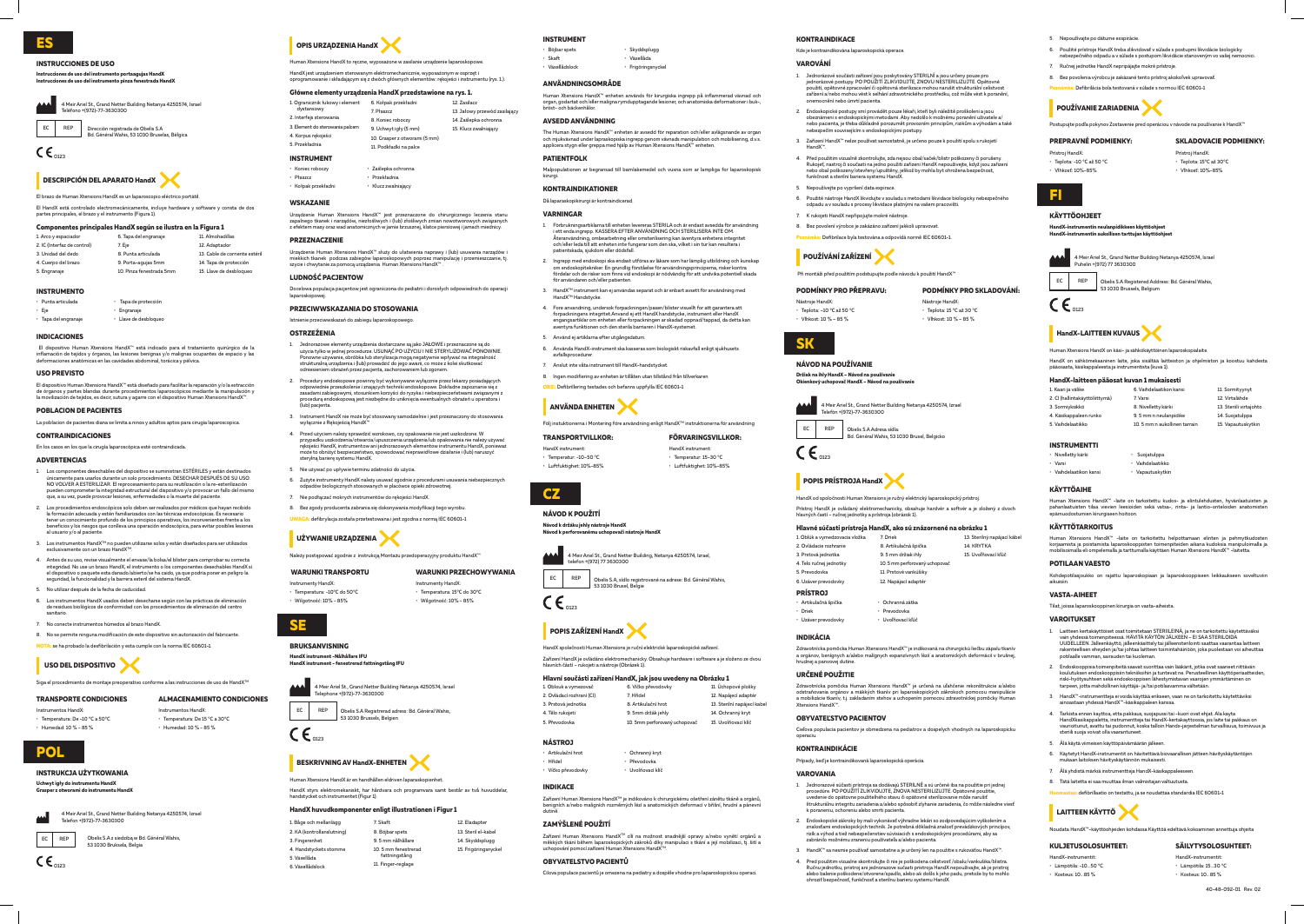# ES

## INSTRUCCIONES DE USO

**Instrucciones de uso del instrumento portaagujas HandX**
**Instrucciones de uso del instrumento pinza fenestrada HandX**

4 Mer Ariel St., Grand Netter Building Netanya 4250574, Israel
Teléfono +(972)-77-3630300

EC REP Dirección registrada de Obelis S.A
Bd. Général Wahis, 53 1030 Bruselas, Bélgica

CE 0123

## DESCRIPCIÓN DEL APARATO HandX

El brazo de Human Xtensions HandX es un laparoscopio eléctrico portátil.

El HandX está controlado electromecánicamente, incluye hardware y software y consta de dos partes principales, el brazo y el instrumento (Figura 1).

### Componentes principales HandX según se ilustra en la Figura 1

| | | |
|---|---|---|
| 1. Arco y espaciador | 6. Tapa del engranaje | 11. Almohadillas |
| 2. IC (interfaz de control) | 7. Eje | 12. Adaptador |
| 3. Unidad del dedo | 8. Punta articulada | 13. Cable de corriente estéril |
| 4. Cuerpo del brazo | 9. Porta-agujas 5mm | 14. Tapa de protección |
| 5. Engranaje | 10. Pinza fenestrada 5mm | 15. Llave de desbloqueo |

### INSTRUMENTO

- Punta articulada
- Eje
- Tapa del engranaje
- Tapa de protección
- Engranaje
- Llave de desbloqueo

### INDICACIONES

El dispositivo Human Xtensions HandX™ está indicado para el tratamiento quirúrgico de la inflamación de tejidos y órganos, las lesiones benignas y/o malignas ocupantes de espacio y las deformaciones anatómicas en las cavidades abdominal, torácica y pélvica.

### USO PREVISTO

El dispositivo Human Xtensions HandX™ está diseñado para facilitar la reparación y/o la extracción de órganos y partes blandas durante procedimientos laparoscópicos mediante la manipulación y la movilización de tejidos, es decir, sutura y agarre con el dispositivo Human Xtensions HandX™.

### POBLACION DE PACIENTES

La población de pacientes diana se limita a niños y adultos aptos para cirugía laparoscópica.

### CONTRAINDICACIONES

En los casos en los que la cirugía laparoscópica esté contraindicada.

### ADVERTENCIAS

1. Los componentes desechables del dispositivo se suministran ESTÉRILES y están destinados únicamente para usarlos durante un solo procedimiento. DESECHAR DESPUÉS DE SU USO. NO VOLVER A ESTERILIZAR. El reprocesamiento para su reutilización o la re-esterilización pueden comprometer la integridad estructural del dispositivo y/o provocar un fallo del mismo que, a su vez, puede provocar lesiones, enfermedades o la muerte del paciente.
2. Los procedimientos endoscópicos solo deben ser realizados por médicos que hayan recibido la formación adecuada y estén familiarizados con las técnicas endoscópicas. Es necesario tener un conocimiento profundo de los principios operativos, los inconvenientes frente a los beneficios y los riesgos que conlleva una operación endoscópica, para evitar posibles lesiones al usuario y/o al paciente.
3. Los instrumentos HandX™ no pueden utilizarse solos y están diseñados para ser utilizados exclusivamente con un brazo HandX™.
4. Antes de su uso, revise visualmente el envase/la bolsa/el blíster para comprobar su correcta integridad. No use un brazo HandX, el instrumento o los componentes desechables HandX si el dispositivo o paquete está dañado/abierto/se ha caído, ya que podría poner en peligro la seguridad, la funcionalidad y la barrera estéril del sistema HandX.
5. No utilizar después de la fecha de caducidad.
6. Los instrumentos HandX usados deben desecharse según con las prácticas de eliminación de residuos biológicos de conformidad con los procedimientos de eliminación del centro sanitario.
7. No conecte instrumentos húmedos al brazo HandX.
8. No se permite ninguna modificación de este dispositivo sin autorización del fabricante.

**NOTA:** se ha probado la desfibrilación y esta cumple con la norma IEC 60601-1

## USO DEL DISPOSITIVO

Siga el procedimiento de montaje preoperativo conforme a las instrucciones de uso de HandX™

### TRANSPORTE CONDICIONES

Instrumentos HandX:
- Temperatura: De -10 °C a 50°C
- Humedad: 10 % – 85 %

### ALMACENAMIENTO CONDICIONES

Instrumentos HandX:
- Temperatura: De 15 °C a 30°C
- Humedad: 10 % – 85 %

# POL

## INSTRUKCJA UŻYTKOWANIA

**Uchwyt igły do instrumentu HandX**
**Grasper z otworami do instrumentu HandX**

4 Mer Ariel St., Grand Netter Building Netanya 4250574, Israel
Telefon +(972)-77-3630300

EC REP Obelis S.A z siedzibą w Bd. Général Wahis, 53 1030 Bruksela, Belgia

CE 0123

## OPIS URZĄDZENIA HandX

Human Xtensions HandX to ręczne, wyposażone w zasilanie urządzenie laparoskopowe.

HandX jest urządzeniem sterowanym elektromechanicznie, wyposażonym w osprzęt i oprogramowanie i składającym się z dwóch głównych elementów: rękojeści i instrumentu (rys. 1.).

### Główne elementy urządzenia HandX przedstawione na rys. 1.

| | | |
|---|---|---|
| 1. Ogranicznik łukowy i element dystansowy | 6. Kołpak przekładni | 12. Zasilacz |
| 2. Interfejs sterowania | 7. Pfaszcz | 13. Jałowy przewód zasilający |
| 3. Element do sterowania palcem | 8. Końcówka robocza | 14. Zaślepka ochronna |
| 4. Korpus rękojeści | 9. Uchwyt igły (5 mm) | 15. Klucz zwalniający |
| 5. Przekładnia | 10. Grasper z otworami (5 mm) | |
| | 11. Podkładki na palce | |

### INSTRUMENT

- Koniec roboczy
- Płaszcz
- Kołpak przekładni
- Zaślepka ochronna
- Przekładnia
- Klucz zwalniający

### WSKAZANIE

Urządzenie Human Xtensions HandX™ jest przeznaczone do chirurgicznego leczenia stanu zapalnego tkanek i narządów, niezłośliwych i /lub złośliwych zmian nowotworowych związanych z efektem masy oraz wad anatomicznych w jamie brzusznej, klatce piersiowej i jamach miednicy.

### PRZEZNACZENIE

Urządzenie Human Xtensions HandX™ służy do ułatwienia naprawy i (lub) usuwania narządów i miękkich tkanek podczas zabiegów laparoskopowych poprzez manipulację i przemieszczanie, tj. szycie i chwytanie za pomocą urządzenia Human Xtensions HandX™.

### LUDNOŚĆ PACJENTÓW

Docelowa populacja pacjentów jest ograniczona do pediatrii i dorosłych odpowiednich do operacji laparoskopowej.

### PRZECIWWSKAZANIA DO STOSOWANIA

Istnienie przeciwwskazań do zabiegu laparoskopowego.

### OSTRZEŻENIA

1. Jednorazowe elementy urządzenia dostarczane są jako JAŁOWE i przeznaczone są do użycia tylko w jednej procedurze. USUNĄĆ PO UŻYCIU I NIE STERYLIZOWAĆ PONOWNIE. Ponowne używanie, obróbka lub sterylizacja mogą negatywnie wpływać na integralność strukturalną urządzenia i (lub) prowadzić do jego awarii, co może z kolei skutkować odniesieniem obrażeń przez pacjenta, zachorowaniem lub zgonem.
2. Procedury endoskopowe powinny być wykonywane wyłącznie przez lekarzy posiadających odpowiednie przeszkolenie i znających techniki endoskopowe. Dokładne zapoznanie się z zasadami zabiegowymi, stosunkiem korzyści do ryzyka i niebezpieczeństwami związanymi z procedurą endoskopową jest niezbędne do uniknięcia ewentualnych obrażeń u operatora i (lub) pacjenta.
3. Instrument HandX nie może być stosowany samodzielnie i jest przeznaczony do stosowania wyłącznie z Rękojeścią HandX™.
4. Przed użyciem należy sprawdzić wzrokowo, czy opakowanie nie jest uszkodzone. W przypadku uszkodzenia/otwarcia/upuszczenia urządzenia lub opakowania nie należy używać rękojeści HandX, instrumentów ani jednorazowych elementów instrumentu HandX, ponieważ może to obniżyć bezpieczeństwo, sprawność oraz spowodować nieprawidłowe działanie i (lub) naruszyć sterylną barierę systemu HandX.
5. Nie używać po upływie terminu ważności do użycia.
6. Zużyte instrumenty HandX należy usuwać zgodnie z procedurami usuwania niebezpiecznych odpadów biologicznych w placówce opieki zdrowotnej.
7. Nie podłączać mokrych instrumentów do rękojeści HandX.
8. Bez zgody producenta zabrania się dokonywania modyfikacji tego wyrobu.

**UWAGA:** defibrylacja została przetestowana i jest zgodna z normą IEC 60601-1

## UŻYWANIE URZĄDZENIA

Należy postępować zgodnie z instrukcją Montażu przedoperacyjny produktu HandX™

### WARUNKI TRANSPORTU

Instrumenty HandX:
- Temperatura: -10°C do 50°C
- Wilgotność: 10% – 85%

### WARUNKI PRZECHOWYWANIA

Instrumenty HandX:
- Temperatura: 15°C do 30°C
- Wilgotność: 10% – 85%

# SE

## BRUKSANVISNING

**HandX instrument –Nålhållare IFU**
**HandX instrument – fenestrerad fattningstång IFU**

4 Mer Ariel St., Grand Netter Building Netanya 4250574, Israel
Telephone +(972)-77-3630300

EC REP Obelis S.A Registrerad adress: Bd. Général Wahis, 53 1030 Brussels, Belgien

CE 0123

## BESKRIVNING AV HandX-ENHETEN

Human Xtensions HandX är en handhållen eldriven laparoskopienhet.

HandX styrs elektromekaniskt, har hårdvara och programvara samt består av två huvuddelar, handstycket och instrumentet (Figur 1).

### HandX huvudkomponenter enligt illustrationen i Figur 1

| | | |
|---|---|---|
| 1. Båge och mellanlägg | 7. Skaft | 12. Eladapter |
| 2. KA (kontrollanslutning) | 8. Böjbar spets | 13. Steril el-kabel |
| 3. Fingerenhet | 9. 5 mm nålhållare | 14. Skyddsplugg |
| 4. Handstyckets stomme | 10. 5 mm fenestrerad fattningstång | 15. Frigöringsnyckel |
| 5. Växellåda | 11. Finger-reglage | |
| 6. Växellådslock | | |

### INSTRUMENT

- Böjbar spets
- Skaft
- Växellådslock
- Skyddsplugg
- Växellåda
- Frigöringsnyckel

### ANVÄNDNINGSOMRÅDE

Human Xtensions HandX™ enheten används för kirurgiska ingrepp på inflammerad vävnad och organ, godartat och/eller maligna rymdupptagande lesioner, och anatomiska deformationer i buk-, bröst- och bäckenhålor.

### AVSEDD ANVÄNDNING

The Human Xtensions HandX™ enheten är avsedd för reparation och/eller avlägsnande av organ och mjukvävnad under laparoskopiska ingrepp genom vävnads manipulation och mobilisering, d.v.s. applicera stygn eller greppa med hjälp av Human Xtensions HandX™ enheten.

### PATIENTFOLK

Målpopulationen av patienter är begränsad till barnläkemedel och vuxna som är lämpliga för laparoskopisk kirurgi.

### KONTRAINDIKATIONER

Då laparoskopikirurgi är kontraindicerad.

### VARNINGAR

1. Förbrukningsartiklarna till enheten levereras STERILA och är endast avsedda för användning i ett enda ingrepp. KASSERA EFTER ANVÄNDNING OCH STERILISERA INTE OM. Återanvändning, ombearbetning eller omsterilisering kan äventyra enhetens integritet och/eller leda till att enheten inte fungerar som den ska, vilket i sin tur kan resultera i patientskada, sjukdom eller dödsfall.
2. Ingrepp med endoskopi ska endast utföras av läkare som har lämplig utbildning och kunskap om endoskopitekniker. En grundlig förståelse för användningsprinciperna, risker kontra fördelar och de risker som finns vid endoskopi är nödvändig för att undvika potentiell skada för användaren och/eller patienten.
3. HandX™ instrument kan ej användas separat och är endast avsett för användning med HandX™ Handstycke.
4. Före användning, undersök förpackningen/påsen/blister visuellt för att garantera att förpackningens integritet.Använd ej ett HandX handstycke, instrument eller HandX engångsartiklar om enheten eller förpackningen är skadad öppnad/tappad, då detta kan äventyra funktionen och den sterila barriären i HandX-systemet.
5. Använd ej artiklarna efter utgångsdatum.
6. Använda HandX-instrument ska kasseras som biologiskt riskavfall enligt sjukhusets avfallsprocedurer.
7. Anslut inte våta instrument till HandX-handstycket.
8. Ingen modifiering av enheten är tillåten utan tillstånd från tillverkaren

**OBS:** Defibrillering testades och befanns uppfylla IEC 60601-1

## ANVÄNDA ENHETEN

Följ instruktionerna i Montering före användning enligt HandX™ instruktionerna för användning

### TRANSPORTVILLKOR:

HandX instrument:
- Temperatur: -10–50 °C
- Luftfuktighet: 10%–85%

### FÖRVARINGSVILLKOR:

HandX instrument:
- Temperatur: 15–30 °C
- Luftfuktighet: 10%–85%

# CZ

## NÁVOD K POUŽITÍ

**Návod k držáku jehly nástroje HandX**
**Návod k perforovanému uchopovací nástroje HandX**

4 Mer Ariel St., Grand Netter Building, Netanya 4250574, Israel, telefon +(972) 77 3630300

EC REP Obelis S.A, sídlo registrované na adrese: Bd. Général Wahis, 53 1030 Brusel, Belgie

CE 0123

## POPIS ZAŘÍZENÍ HandX

HandX společnosti Human Xtensions je ruční elektrické laparoskopické zařízení.

Zařízení HandX je ovládáno elektromechanicky. Obsahuje hardware i software a je složeno ze dvou hlavních částí – rukojeti a nástroje (Obrázek 1).

### Hlavní součásti zařízení HandX, jak jsou uvedeny na Obrázku 1

| | | |
|---|---|---|
| 1. Oblouk a vymezovač | 6. Víčko převodovky | 11. Úchopové plošky |
| 2. Ovládací rozhraní (CI) | 7. Hřídel | 12. Napájecí adaptér |
| 3. Prstová jednotka | 8. Artikulační hrot | 13. Sterilní napájecí kabel |
| 4. Tělo rukojeti | 9. 5mm držák jehly | 14. Ochranný kryt |
| 5. Převodovka | 10. 5mm perforovaný uchopovač | 15. Uvolňovací klíč |

### NÁSTROJ

- Artikulační hrot
- Hřídel
- Víčko převodovky
- Ochranný kryt
- Převodovka
- Uvolňovací klíč

### INDIKACE

Zařízení Human Xtensions HandX™ je indikováno k chirurgickému ošetření zánětu tkáně a orgánů, benigních a/nebo maligních rozměrných lézí a anatomických deformací v břišní, hrudní a pánevní dutině.

### ZAMÝŠLENÉ POUŽITÍ

Zařízení Human Xtensions HandX™ slí na možnost snadnější opravy a/nebo vynětí orgánů a měkkých tkání během laparoskopických zákroků díky manipulaci s tkání a její mobilizaci, tj. šití a uchopování pomocí zařízení Human Xtensions HandX™.

### OBYVATELSTVO PACIENTŮ

Cílová populace pacientů je omezena na pediatry a dospělé vhodné pro laparoskopickou operaci.

### KONTRAINDIKACE

Kde je kontraindikována laparoskopická operace.

### VAROVÁNÍ

1. Jednorázové součásti zařízení jsou poskytovány STERILNÍ a jsou určeny pouze pro jednorázový postup. PO POUŽITÍ ZLIKVIDUJTE, ZNOVU NESTERILIZUJTE. Opětovné použití, opětovné zpracování či opětovná sterilizace mohou narušit strukturální celistvost zařízení a/nebo mohou vést k selhání zdravotnického prostředku, což může vést k poranění, onemocnění nebo úmrtí pacienta.
2. Endoskopické postupy smí provádět pouze lékaři, kteří byli náležitě proškoleni a jsou obeznámeni s endoskopickými metodami. Aby nedošlo k možnému poranění uživatele a/nebo pacienta, je třeba důkladně porozumět provozním principům, rizikům a výhodám a také nebezpečím souvisejícím s endoskopickými postupy.
3. Zařízení HandX™ nelze používat samostatně, je určeno pouze k použití spolu s rukojetí HandX™.
4. Před použitím vizuálně zkontrolujte, zda nejsou obal/sáček/blistr poškozeny či porušeny. Rukojeť, nástroj či součásti na jedno použití zařízení HandX nepoužívejte, jsou-li zařízení nebo obal poškozeny/otevřeny/upuštěny, jelikož by mohla být ohrožena bezpečnost, funkčnost a sterilní bariera systému HandX.
5. Nepoužívejte po vypršení data expirace.
6. Použité nástroje HandX likvidujte v souladu s metodami likvidace biologicky nebezpečného odpadu a v souladu s procesy likvidace platnými na vašem pracovišti.
7. K rukojeti HandX nepřipojujte mokré nástroje.
8. Bez povolení výrobce je zakázáno zařízení jakkoli upravovat.

**Poznámka:** Defibrilace byla testována a odpovídá normě IEC 60601-1.

## POUŽÍVÁNÍ ZAŘÍZENÍ

Při montáži před použitím postupujte podle návodu k použití HandX™

### PODMÍNKY PRO PŘEPRAVU:

Nástroje HandX:
- Teplota: -10 °C až 50 °C
- Vlhkost: 10 % – 85 %

### PODMÍNKY PRO SKLADOVÁNÍ:

Nástroje HandX:
- Teplota: 15 °C až 30 °C
- Vlhkost: 10 % – 85 %

# SK

## NÁVOD NA POUŽÍVANIE

**Držiak na ihly HandX – Návod na používanie**
**Okienkový uchopovač HandX – Návod na používanie**

4 Mer Ariel St., Grand Netter Building Netanya 4250574, Izrael
Telefón +(972)-77-3630300

EC REP Obelis S.A Adresa sídla
Bd. Général Wahis, 53 1030 Brusel, Belgicko

CE 0123

## POPIS PRÍSTROJA HandX

HandX od spoločnosti Human Xtensions je ručný elektrický laparoskopický prístroj.

Prístroj HandX je ovládaný elektromechanicky, obsahuje hardvér a softvér a je zložený z dvoch hlavných častí – ručnej jednotky a prístroja (obrázok 1).

### Hlavné súčasti prístroja HandX, ako sú znázornené na obrázku 1

| | | |
|---|---|---|
| 1. Oblúk a vymedzovacia vložka | 7. Driek | 13. Sterilný napájací kábel |
| 2. Ovládacie rozhranie | 8. Artikulačná špička | 14. KRYTKA |
| 3. Prstová jednotka | 9. 5 mm držiak ihly | 15. Uvoľňovací kľúč |
| 4. Telo ručnej jednotky | 10. 5 mm okienkový uchopovač | |
| 5. Prevodovka | 11. Prstové vankúšiky | |
| 6. Uzáver prevodovky | 12. Napájací adaptér | |

### PRÍSTROJ

- Artikulačná špička
- Driek
- Uzáver prevodovky
- Ochranná zátka
- Prevodovka
- Uvoľňovací kľúč

### INDIKÁCIA

Zdravotnícka pomôcka Human Xtensions HandX™ je indikovaná na chirurgickú liečbu zápalu tkanív a orgánov, benígnych a/alebo malígnych expanzívnych lézií a anatomických deformácií v brušnej, hrudnej a panvovej dutine.

### URČENÉ POUŽITIE

Zdravotnícka pomôcka Human Xtensions HandX™ je určená na uľahčenie rekonštrukcie a/alebo odstraňovania orgánov a mäkkých tkanív pri laparoskopických zákrokoch pomocou manipulácie a mobilizácie tkanív, t.j. zakladaním stehov a uchopením pomocou zdravotníckej pomôcky Human Xtensions HandX™.

### OBYVATELSTVO PACIENTOV

Cieľová populácia pacientov je obmedzená na pediatrov a dospelých vhodných na laparoskopickú operáciu.

### KONTRAINDIKÁCIE

Prípady, keď je kontraindikovaná laparoskopická operácia.

### VAROVANIA

1. Jednorazové súčasti prístroja sa dodávajú STERILNÉ a sú určené iba na použitie pri jednej procedúre. PO POUŽITÍ ZLIKVIDUJTE, ZNOVA NESTERILIZUJTE. Opätovné použitie, uvedenie do opätovne použiteľného stavu či opätovná sterilizovanie môže narušiť štrukturálnu integritu zariadenia a/alebo spôsobiť zlyhanie zariadenia, čo môže následne viesť k poraneniu, ochoreniu alebo smrti pacienta.
2. Endoskopické zákroky by mali vykonávať výhradne lekári so zodpovedajúcim vyškolením a znalosťami endoskopických techník. Je potrebná dôkladná znalosť prevádzkových princípov, rizík a výhod a tiež nebezpečenstiev súvisiacich s endoskopickými postupmi, aby sa zabránilo možnému zraneniu používateľa a/alebo pacienta.
3. HandX™ sa nesmie používať samostatne a je určený len na použitie s rukoväťou HandX™.
4. Pred použitím vizuálne skontrolujte či nie je poškodená celistvosť /obalu/vankúšiku/blistra. Ručnú jednotku, prístroj ani jednorazové súčasti prístroja HandX nepoužívajte, ak je prístroj alebo balenie poškodené/otvorené/spadlo, alebo ak došlo k jeho pádu, pretože by to mohlo ohroziť bezpečnosť, funkčnosť a sterilnú bariéru systému HandX.
5. Nepoužívajte po dátume exspirácie.
6. Použité prístroje HandX treba zlikvidovať v súlade s postupmi likvidácie biologicky nebezpečného odpadu a v súlade s postupmi likvidácie stanovenými vo vašej nemocnici.
7. Ručnej jednotke HandX nepripájajte mokré prístroje.
8. Bez povolenia výrobcu je zakázané akokoľvek upravovať.

**Poznámka:** Defibrilácia bola testovaná v súlade s normou IEC 60601-1

## POUŽÍVANIE ZARIADENIA

Postupujte podľa pokynov Zostavenie pred operáciou v návode na používanie k HandX™

### PREPRAVNÉ PODMIENKY:

Prístroj HandX:
- Teplota: -10 °C až 50 °C
- Vlhkosť: 10%–85%

### SKLADOVACIE PODMIENKY:

Prístroj HandX:
- Teplota: 15°C až 30°C
- Vlhkosť: 10%–85%

# FI

## KÄYTTÖOHJEET

**HandX-instrumentin neulanpidikkeen käyttöohjeet**
**HandX-instrumentin aukollisen tarttujan käyttöohjeet**

4 Mer Ariel St., Grand Netter Building Netanya 4250574, Israel
Puhelin +(972) 77 3630300

EC REP Obelis S.A Registered Address: Bd. Général Wahis, 53 1030 Brussels, Belgium

CE 0123

## HandX-LAITTEEN KUVAUS

Human Xtensions HandX on käsi- ja sähkökäyttöinen laparoskopialaite.

HandX on sähkömekaaninen laite, joka sisältää laitteiston ja ohjelmiston ja koostuu kahdesta pääosasta, käsikappaleesta ja instrumentista (kuva 1).

### HandX-laitteen pääosat kuvan 1 mukaisesti

| | | |
|---|---|---|
| 1. Kaari ja välike | 6. Vaihdelaatikon kansi | 11. Sormityynyt |
| 2. CI (hallintakäyttöliittymä) | 7. Varsi | 12. Virtalähde |
| 3. Sormiyksikkö | 8. Nivelletty kärki | 13. Steriili virtajohto |
| 4. Käsikappaleen runko | 9. 5 mm:n neulanpidike | 14. Suojatulppa |
| 5. Vaihdelaatikko | 10. 5 mm:n aukollinen tarrain | 15. Vapautusklyrkin |

### INSTRUMENTTI

- Nivelletty kärki
- Varsi
- Vaihdelaatikon kansi
- Suojatulppa
- Vaihdelaatikko
- Vapautusavain

### KÄYTTÖAIHE

Human Xtensions HandX™ -laite on tarkoitettu kudos- ja elintulehduksen, hyvänlaatuisten ja pahanlaatuisten tilaa vievien leesioiden sekä vatsa-, rinta- ja lantio-onteloiden anatomisten epämuodostumien kirurgiseen hoitoon.

### KÄYTTÖTARKOITUS

Human Xtensions HandX™ -laite on tarkoitettu helpottamaan elinten ja pehmytkudosten korjaamista ja poistamista laparoskooppisten toimenpiteiden aikana kudoksia manipuloimalla ja mobilisoimalla eli ompelemalla ja tarttumalla käyttäen Human Xtensions HandX™ -laitetta.

### POTILAAN VAESTO

Kohdepotilasjoukko on rajattu laparoskopiaan ja laparoskooppiseen leikkaukseen soveltuviin aikuisiin.

### VASTA-AIHEET

Tilat, joissa laparoskooppinen kirurgia on vasta-aiheista.

### VAROITUKSET

1. Laitteen kertakäyttöiset osat toimitetaan STERIILEINÄ, ja ne on tarkoitettu käytettäväksi vain yhdessä toimenpiteessä. HÄVITÄ KÄYTÖN JÄLKEEN – EI SAA STERILOIDA UUDELLEEN. Jälleenkäyttö, jälleenkäsittely tai jälleensterilointi saattaa vaarantaa laitteen rakenteellisen eheyden ja/tai johtaa laitteen toimintahäiriöön, joka puolestaan voi aiheuttaa potilaalle vamman, sairauden tai kuoleman.
2. Endoskooppisia toimenpiteitä saavat suorittaa vain lääkärit, jotka ovat saaneet riittävän koulutuksen endoskooppisiin tekniikoihin ja tuntevat ne. Perusteellinen käyttöperiaatteiden, riski-hyötysuhteen sekä endoskooppisen toimenpiteen vaarojen ymmärtäminen on tarpeen, jotta mahdollinen käyttäjä- ja/tai potilasvamma vältetään.
3. HandX™-instrumentteja ei voida käyttää erikseen, vaan ne on tarkoitettu käytettäväksi ainoastaan yhdessä HandX™-käsikappaleen kanssa.
4. Tarkista ennen käyttöä, että pakkaus, suojapussi tai -luori ovat ehjat. Älä käytä HandXkäsikappaletta, instrumenttejä tai HandX-kertakäyttöosia, jos laite tai pakkaus on vaurioitunut, avattu tai pudonnut, koska tällöin Handx-järjestelmän turvallisuus, toiminnus ja steriili suoja voivat olla vaarantuneet.
5. Älä käytä viimeisen käyttöpäivämäärän jälkeen.
6. Käytetyt HandX-instrumentit on hävitettävä biovaarallisen jätteen hävityskäytäntöjen mukaisen laitoksen hävityskäytännön mukaisesti.
7. Älä yhdistä märkiä instrumentteja HandX-käsikappaleeseen.
8. Tätä laitetta ei saa muuttaa ilman valmistajan valtuutusta.

**Huomautus:** defibrillaatio on testattu, ja se noudattaa standardia IEC 60601-1

## LAITTEEN KÄYTTÖ

Noudata HandX™-käyttöohjeiden kohdassa Käyttöä edeltävä kokoaminen annettuja ohjeita

### KULJETUSOLOSUHTEET:

HandX-instrumentit:
- Lämpötila: -10...50 °C
- Kosteus: 10...85 %

### SÄILYTYSOLOSUHTEET:

HandX-instrumentit:
- Lämpötila: 15...30 °C
- Kosteus: 10...85 %

40-48-092-01 Rev: 02